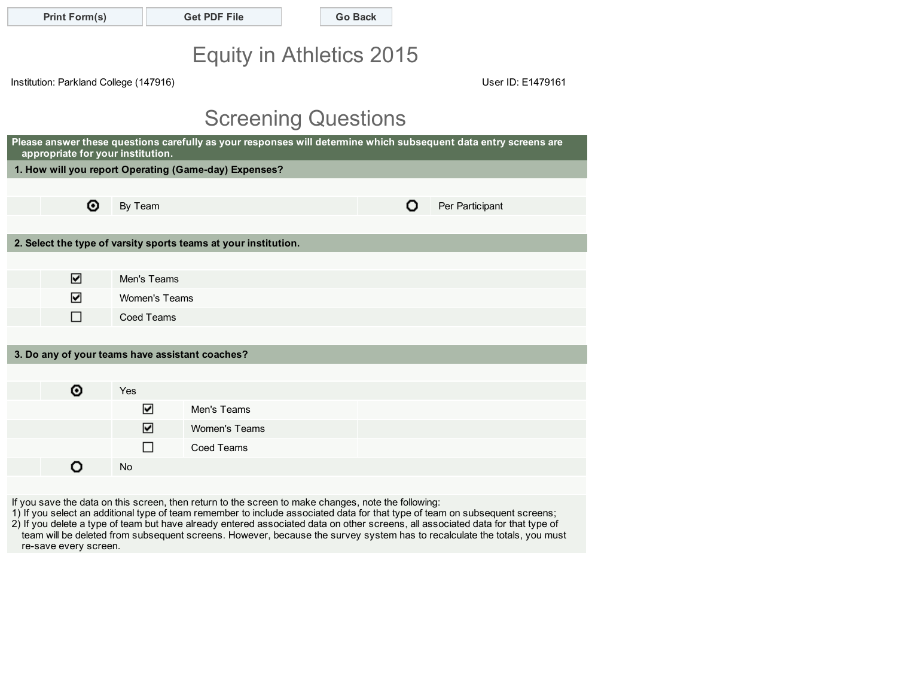Print Form(s) | Get PDF File | Go Back

# Equity in Athletics 2015

Institution: Parkland College (147916)

User ID: E1479161

## Screening Questions

**Please answer these questions carefully as your responses will determine which subsequent data entry screens are appropriate for your institution.**

**1. How will you report Operating (Game-day) Expenses?**

- (●) By Team
- ( ) Per Participant

**2. Select the type of varsity sports teams at your institution.**

- [x] Men's Teams
- [x] Women's Teams
- [ ] Coed Teams

**3. Do any of your teams have assistant coaches?**

- (●) Yes
  - [x] Men's Teams
  - [x] Women's Teams
  - [ ] Coed Teams
- ( ) No

If you save the data on this screen, then return to the screen to make changes, note the following:
1) If you select an additional type of team remember to include associated data for that type of team on subsequent screens;
2) If you delete a type of team but have already entered associated data on other screens, all associated data for that type of team will be deleted from subsequent screens. However, because the survey system has to recalculate the totals, you must re-save every screen.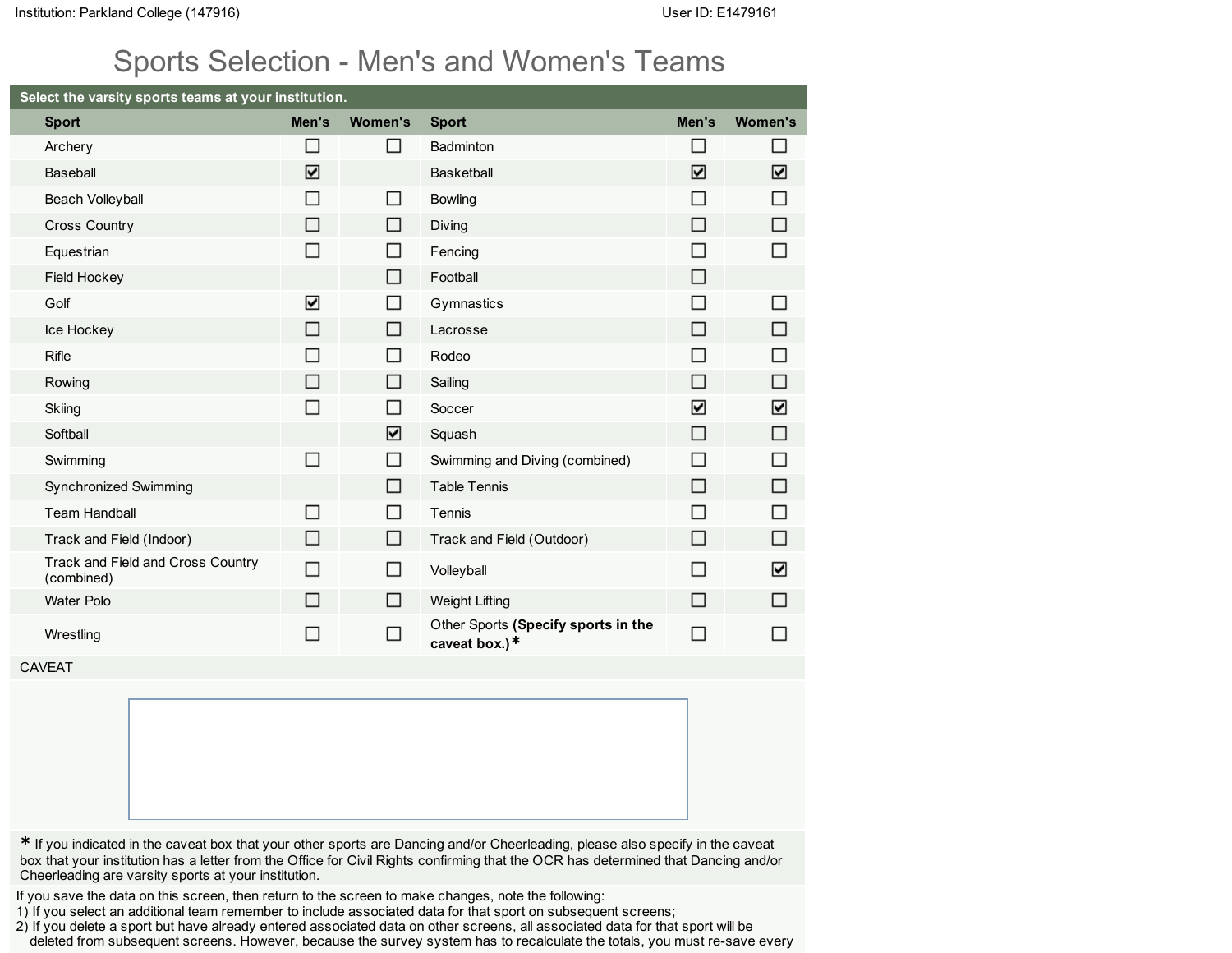Institution: Parkland College (147916)

User ID: E1479161

# Sports Selection - Men's and Women's Teams

**Select the varsity sports teams at your institution.**

| Sport | Men's | Women's | Sport | Men's | Women's |
|---|---|---|---|---|---|
| Archery | ☐ | ☐ | Badminton | ☐ | ☐ |
| Baseball | ☑ | | Basketball | ☑ | ☑ |
| Beach Volleyball | ☐ | ☐ | Bowling | ☐ | ☐ |
| Cross Country | ☐ | ☐ | Diving | ☐ | ☐ |
| Equestrian | ☐ | ☐ | Fencing | ☐ | ☐ |
| Field Hockey | | ☐ | Football | ☐ | |
| Golf | ☑ | ☐ | Gymnastics | ☐ | ☐ |
| Ice Hockey | ☐ | ☐ | Lacrosse | ☐ | ☐ |
| Rifle | ☐ | ☐ | Rodeo | ☐ | ☐ |
| Rowing | ☐ | ☐ | Sailing | ☐ | ☐ |
| Skiing | ☐ | ☐ | Soccer | ☑ | ☑ |
| Softball | | ☑ | Squash | ☐ | ☐ |
| Swimming | ☐ | ☐ | Swimming and Diving (combined) | ☐ | ☐ |
| Synchronized Swimming | | ☐ | Table Tennis | ☐ | ☐ |
| Team Handball | ☐ | ☐ | Tennis | ☐ | ☐ |
| Track and Field (Indoor) | ☐ | ☐ | Track and Field (Outdoor) | ☐ | ☐ |
| Track and Field and Cross Country (combined) | ☐ | ☐ | Volleyball | ☐ | ☑ |
| Water Polo | ☐ | ☐ | Weight Lifting | ☐ | ☐ |
| Wrestling | ☐ | ☐ | Other Sports **(Specify sports in the caveat box.)*** | ☐ | ☐ |

CAVEAT

\* If you indicated in the caveat box that your other sports are Dancing and/or Cheerleading, please also specify in the caveat box that your institution has a letter from the Office for Civil Rights confirming that the OCR has determined that Dancing and/or Cheerleading are varsity sports at your institution.

If you save the data on this screen, then return to the screen to make changes, note the following:
1) If you select an additional team remember to include associated data for that sport on subsequent screens;
2) If you delete a sport but have already entered associated data on other screens, all associated data for that sport will be deleted from subsequent screens. However, because the survey system has to recalculate the totals, you must re-save every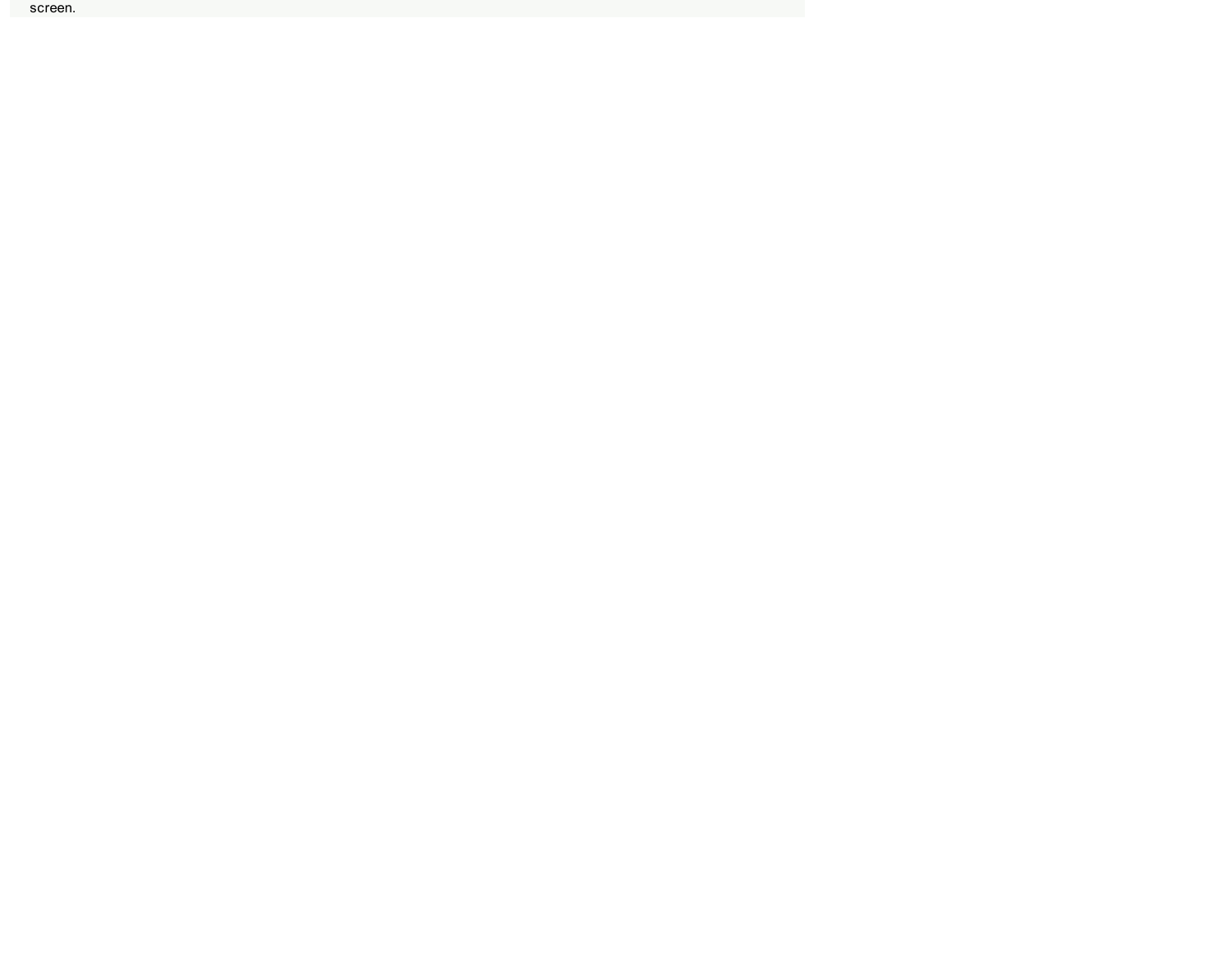screen.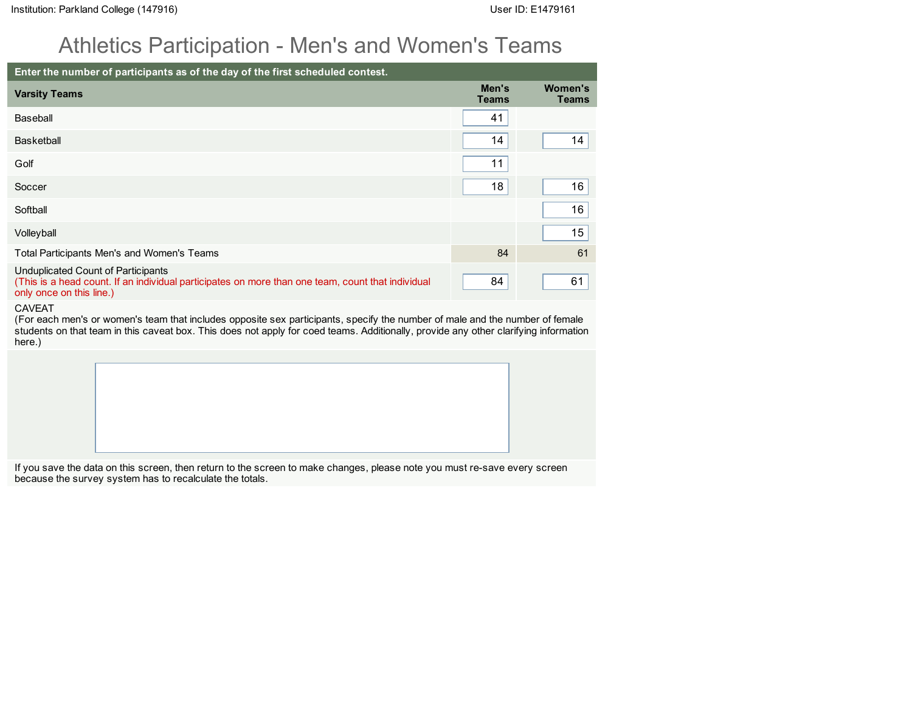Institution: Parkland College (147916)

User ID: E1479161

# Athletics Participation - Men's and Women's Teams

**Enter the number of participants as of the day of the first scheduled contest.**

| Varsity Teams | Men's Teams | Women's Teams |
|---|---|---|
| Baseball | 41 | |
| Basketball | 14 | 14 |
| Golf | 11 | |
| Soccer | 18 | 16 |
| Softball | | 16 |
| Volleyball | | 15 |
| Total Participants Men's and Women's Teams | 84 | 61 |
| Unduplicated Count of Participants (This is a head count. If an individual participates on more than one team, count that individual only once on this line.) | 84 | 61 |

CAVEAT
(For each men's or women's team that includes opposite sex participants, specify the number of male and the number of female students on that team in this caveat box. This does not apply for coed teams. Additionally, provide any other clarifying information here.)

If you save the data on this screen, then return to the screen to make changes, please note you must re-save every screen because the survey system has to recalculate the totals.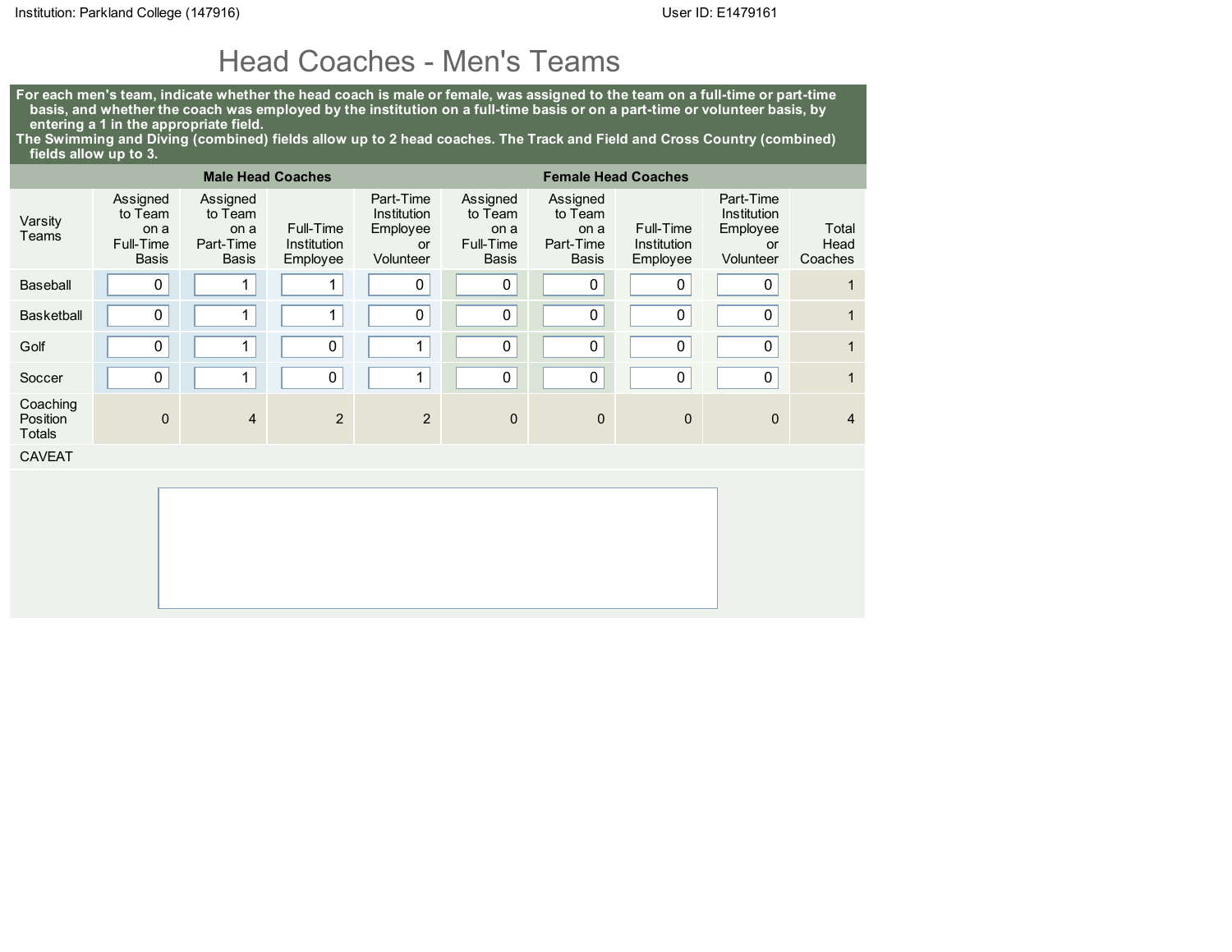Institution: Parkland College (147916) User ID: E1479161

# Head Coaches - Men's Teams

**For each men's team, indicate whether the head coach is male or female, was assigned to the team on a full-time or part-time basis, and whether the coach was employed by the institution on a full-time basis or on a part-time or volunteer basis, by entering a 1 in the appropriate field.**
**The Swimming and Diving (combined) fields allow up to 2 head coaches. The Track and Field and Cross Country (combined) fields allow up to 3.**

| | Male Head Coaches | | | | Female Head Coaches | | | | |
|---|---|---|---|---|---|---|---|---|---|
| Varsity Teams | Assigned to Team on a Full-Time Basis | Assigned to Team on a Part-Time Basis | Full-Time Institution Employee | Part-Time Institution Employee or Volunteer | Assigned to Team on a Full-Time Basis | Assigned to Team on a Part-Time Basis | Full-Time Institution Employee | Part-Time Institution Employee or Volunteer | Total Head Coaches |
| Baseball | 0 | 1 | 1 | 0 | 0 | 0 | 0 | 0 | 1 |
| Basketball | 0 | 1 | 1 | 0 | 0 | 0 | 0 | 0 | 1 |
| Golf | 0 | 1 | 0 | 1 | 0 | 0 | 0 | 0 | 1 |
| Soccer | 0 | 1 | 0 | 1 | 0 | 0 | 0 | 0 | 1 |
| Coaching Position Totals | 0 | 4 | 2 | 2 | 0 | 0 | 0 | 0 | 4 |

CAVEAT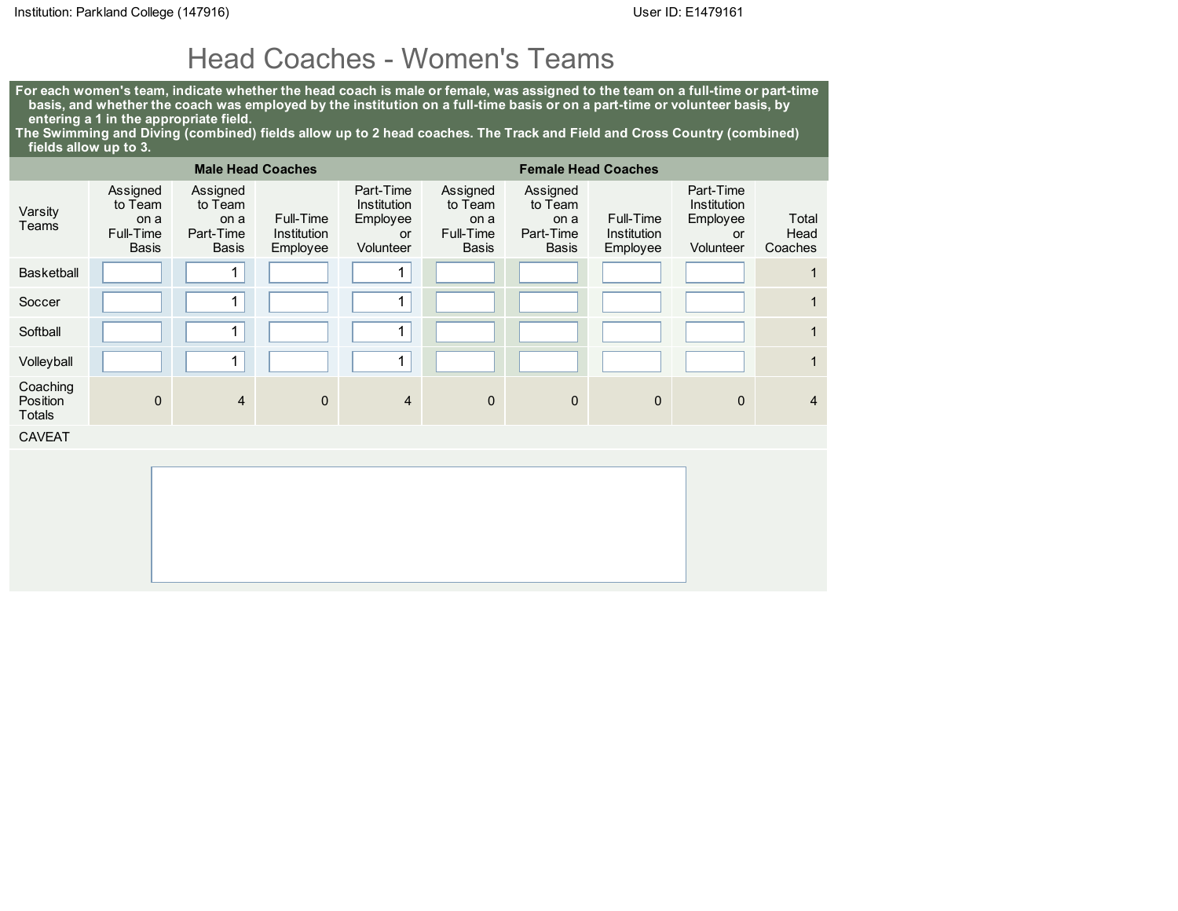Institution: Parkland College (147916) User ID: E1479161

# Head Coaches - Women's Teams

**For each women's team, indicate whether the head coach is male or female, was assigned to the team on a full-time or part-time basis, and whether the coach was employed by the institution on a full-time basis or on a part-time or volunteer basis, by entering a 1 in the appropriate field.**
**The Swimming and Diving (combined) fields allow up to 2 head coaches. The Track and Field and Cross Country (combined) fields allow up to 3.**

| | Male Head Coaches | | | | Female Head Coaches | | | | |
|---|---|---|---|---|---|---|---|---|---|
| Varsity Teams | Assigned to Team on a Full-Time Basis | Assigned to Team on a Part-Time Basis | Full-Time Institution Employee | Part-Time Institution Employee or Volunteer | Assigned to Team on a Full-Time Basis | Assigned to Team on a Part-Time Basis | Full-Time Institution Employee | Part-Time Institution Employee or Volunteer | Total Head Coaches |
| Basketball | | 1 | | 1 | | | | | 1 |
| Soccer | | 1 | | 1 | | | | | 1 |
| Softball | | 1 | | 1 | | | | | 1 |
| Volleyball | | 1 | | 1 | | | | | 1 |
| Coaching Position Totals | 0 | 4 | 0 | 4 | 0 | 0 | 0 | 0 | 4 |

CAVEAT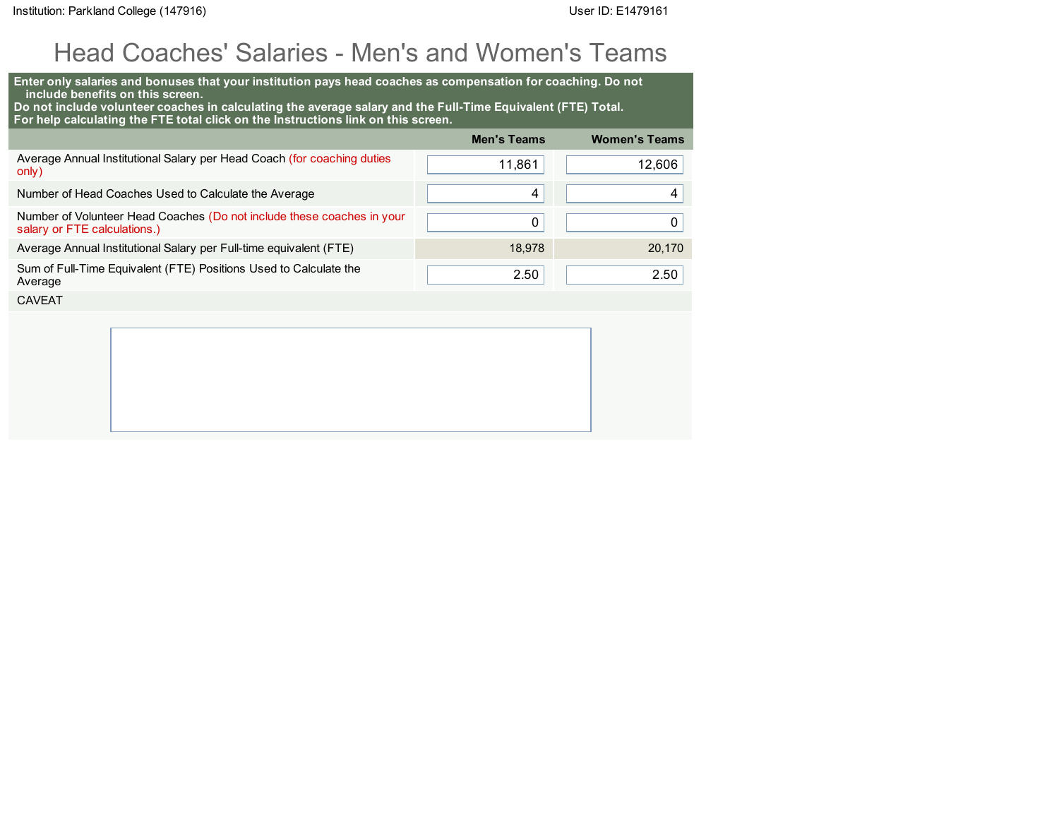Institution: Parkland College (147916) User ID: E1479161

# Head Coaches' Salaries - Men's and Women's Teams

**Enter only salaries and bonuses that your institution pays head coaches as compensation for coaching. Do not include benefits on this screen.**
**Do not include volunteer coaches in calculating the average salary and the Full-Time Equivalent (FTE) Total.**
**For help calculating the FTE total click on the Instructions link on this screen.**

| | Men's Teams | Women's Teams |
|---|---|---|
| Average Annual Institutional Salary per Head Coach (for coaching duties only) | 11,861 | 12,606 |
| Number of Head Coaches Used to Calculate the Average | 4 | 4 |
| Number of Volunteer Head Coaches (Do not include these coaches in your salary or FTE calculations.) | 0 | 0 |
| Average Annual Institutional Salary per Full-time equivalent (FTE) | 18,978 | 20,170 |
| Sum of Full-Time Equivalent (FTE) Positions Used to Calculate the Average | 2.50 | 2.50 |

CAVEAT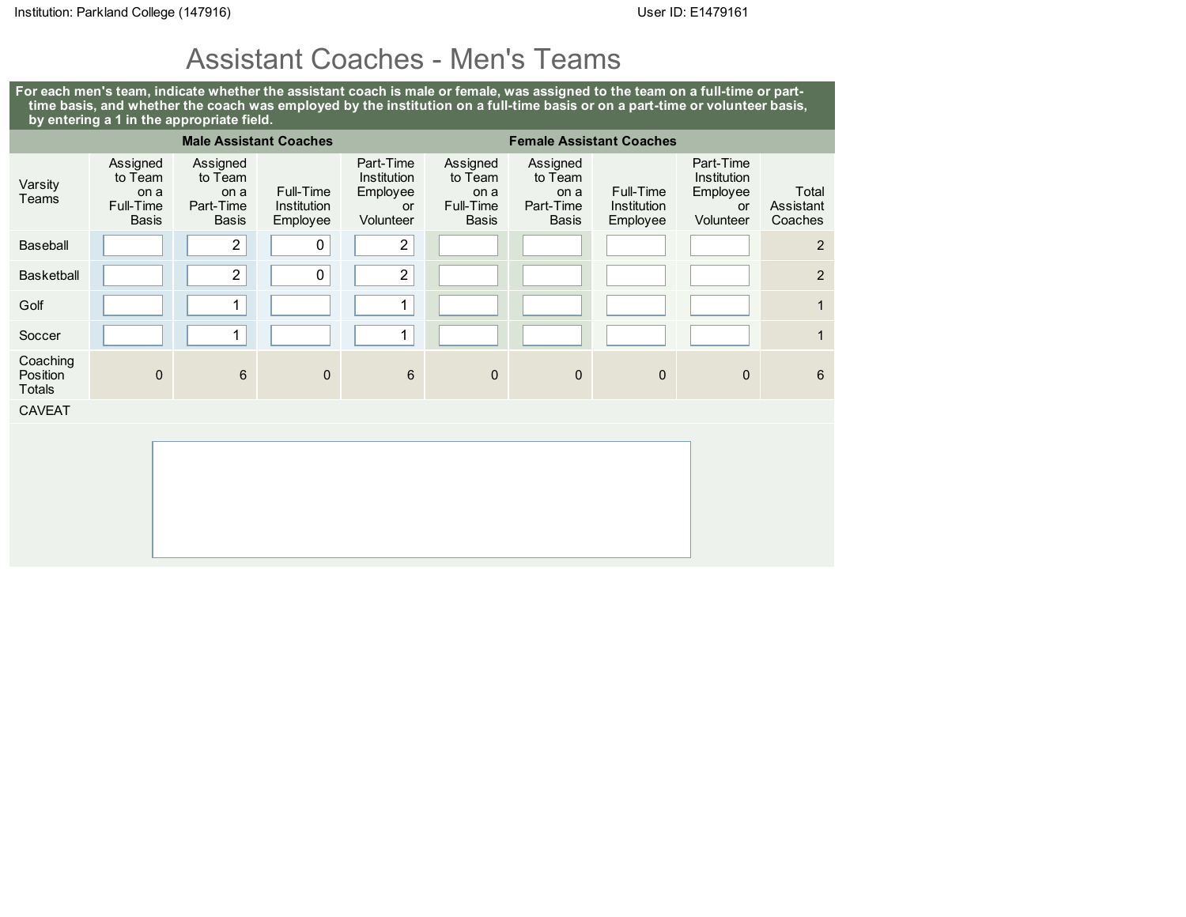Institution: Parkland College (147916) User ID: E1479161

# Assistant Coaches - Men's Teams

**For each men's team, indicate whether the assistant coach is male or female, was assigned to the team on a full-time or part-time basis, and whether the coach was employed by the institution on a full-time basis or on a part-time or volunteer basis, by entering a 1 in the appropriate field.**

| | Male Assistant Coaches | | | | Female Assistant Coaches | | | | |
|---|---|---|---|---|---|---|---|---|---|
| Varsity Teams | Assigned to Team on a Full-Time Basis | Assigned to Team on a Part-Time Basis | Full-Time Institution Employee | Part-Time Institution Employee or Volunteer | Assigned to Team on a Full-Time Basis | Assigned to Team on a Part-Time Basis | Full-Time Institution Employee | Part-Time Institution Employee or Volunteer | Total Assistant Coaches |
| Baseball | | 2 | 0 | 2 | | | | | 2 |
| Basketball | | 2 | 0 | 2 | | | | | 2 |
| Golf | | 1 | | 1 | | | | | 1 |
| Soccer | | 1 | | 1 | | | | | 1 |
| Coaching Position Totals | 0 | 6 | 0 | 6 | 0 | 0 | 0 | 0 | 6 |

CAVEAT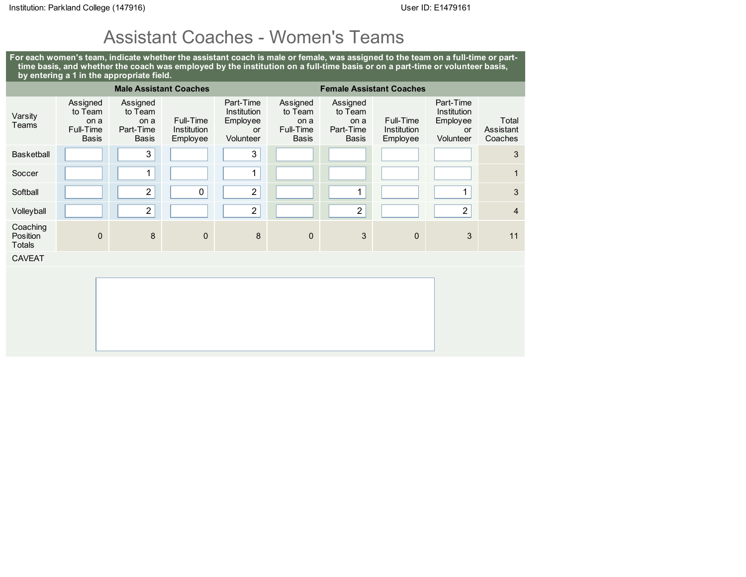# Assistant Coaches - Women's Teams

**For each women's team, indicate whether the assistant coach is male or female, was assigned to the team on a full-time or part-time basis, and whether the coach was employed by the institution on a full-time basis or on a part-time or volunteer basis, by entering a 1 in the appropriate field.**

| | Male Assistant Coaches | | | | Female Assistant Coaches | | | | |
|---|---|---|---|---|---|---|---|---|---|
| Varsity Teams | Assigned to Team on a Full-Time Basis | Assigned to Team on a Part-Time Basis | Full-Time Institution Employee | Part-Time Institution Employee or Volunteer | Assigned to Team on a Full-Time Basis | Assigned to Team on a Part-Time Basis | Full-Time Institution Employee | Part-Time Institution Employee or Volunteer | Total Assistant Coaches |
| Basketball | | 3 | | 3 | | | | | 3 |
| Soccer | | 1 | | 1 | | | | | 1 |
| Softball | | 2 | 0 | 2 | | 1 | | 1 | 3 |
| Volleyball | | 2 | | 2 | | 2 | | 2 | 4 |
| Coaching Position Totals | 0 | 8 | 0 | 8 | 0 | 3 | 0 | 3 | 11 |

CAVEAT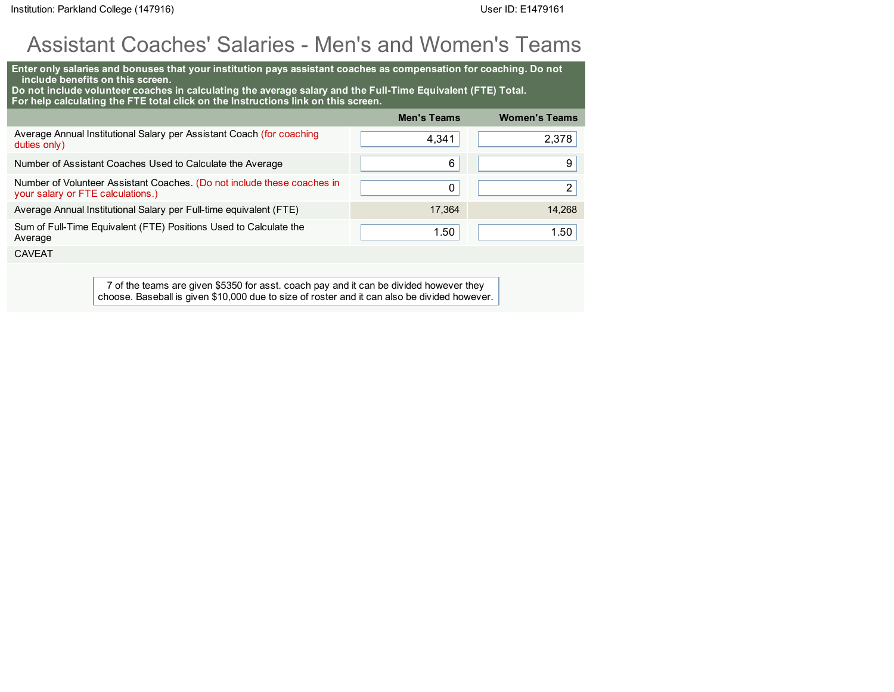Institution: Parkland College (147916) User ID: E1479161

# Assistant Coaches' Salaries - Men's and Women's Teams

**Enter only salaries and bonuses that your institution pays assistant coaches as compensation for coaching. Do not include benefits on this screen.**
**Do not include volunteer coaches in calculating the average salary and the Full-Time Equivalent (FTE) Total.**
**For help calculating the FTE total click on the Instructions link on this screen.**

| | Men's Teams | Women's Teams |
|---|---|---|
| Average Annual Institutional Salary per Assistant Coach (for coaching duties only) | 4,341 | 2,378 |
| Number of Assistant Coaches Used to Calculate the Average | 6 | 9 |
| Number of Volunteer Assistant Coaches. (Do not include these coaches in your salary or FTE calculations.) | 0 | 2 |
| Average Annual Institutional Salary per Full-time equivalent (FTE) | 17,364 | 14,268 |
| Sum of Full-Time Equivalent (FTE) Positions Used to Calculate the Average | 1.50 | 1.50 |

CAVEAT

7 of the teams are given $5350 for asst. coach pay and it can be divided however they choose. Baseball is given $10,000 due to size of roster and it can also be divided however.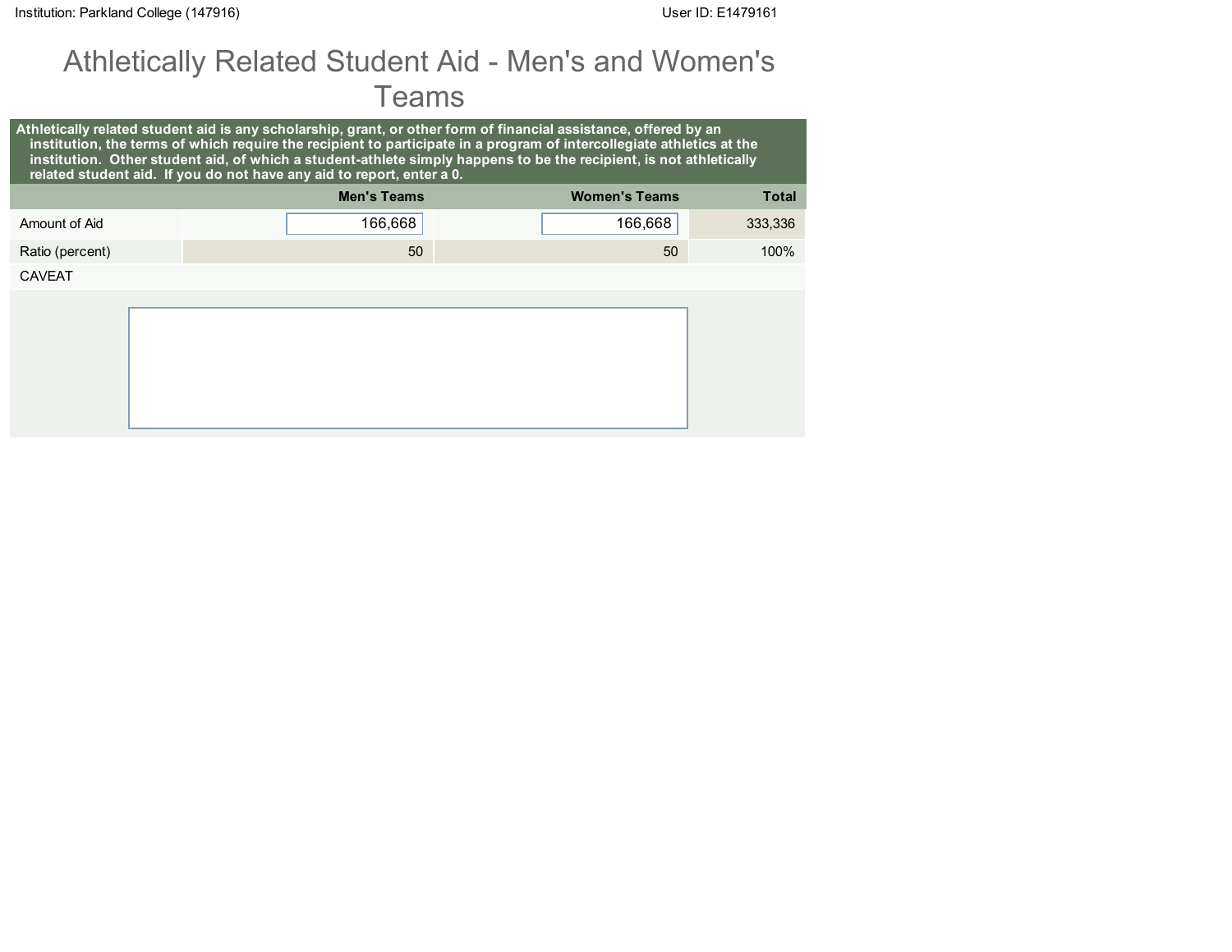# Athletically Related Student Aid - Men's and Women's Teams

**Athletically related student aid is any scholarship, grant, or other form of financial assistance, offered by an institution, the terms of which require the recipient to participate in a program of intercollegiate athletics at the institution. Other student aid, of which a student-athlete simply happens to be the recipient, is not athletically related student aid. If you do not have any aid to report, enter a 0.**

| | Men's Teams | Women's Teams | Total |
|---|---|---|---|
| Amount of Aid | 166,668 | 166,668 | 333,336 |
| Ratio (percent) | 50 | 50 | 100% |
| CAVEAT | | | |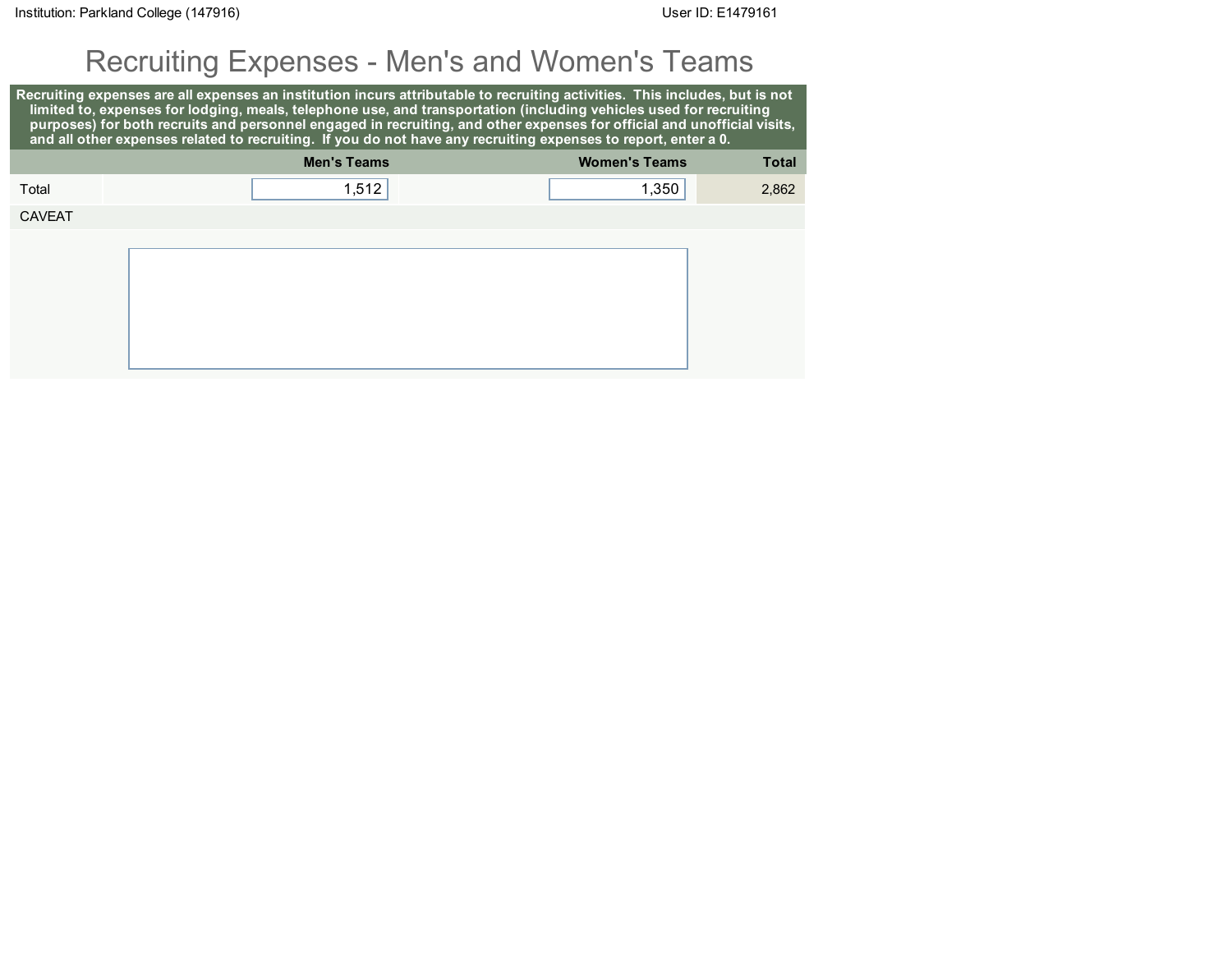Institution: Parkland College (147916)

User ID: E1479161

# Recruiting Expenses - Men's and Women's Teams

**Recruiting expenses are all expenses an institution incurs attributable to recruiting activities. This includes, but is not limited to, expenses for lodging, meals, telephone use, and transportation (including vehicles used for recruiting purposes) for both recruits and personnel engaged in recruiting, and other expenses for official and unofficial visits, and all other expenses related to recruiting. If you do not have any recruiting expenses to report, enter a 0.**

| | Men's Teams | Women's Teams | Total |
|---|---|---|---|
| Total | 1,512 | 1,350 | 2,862 |

CAVEAT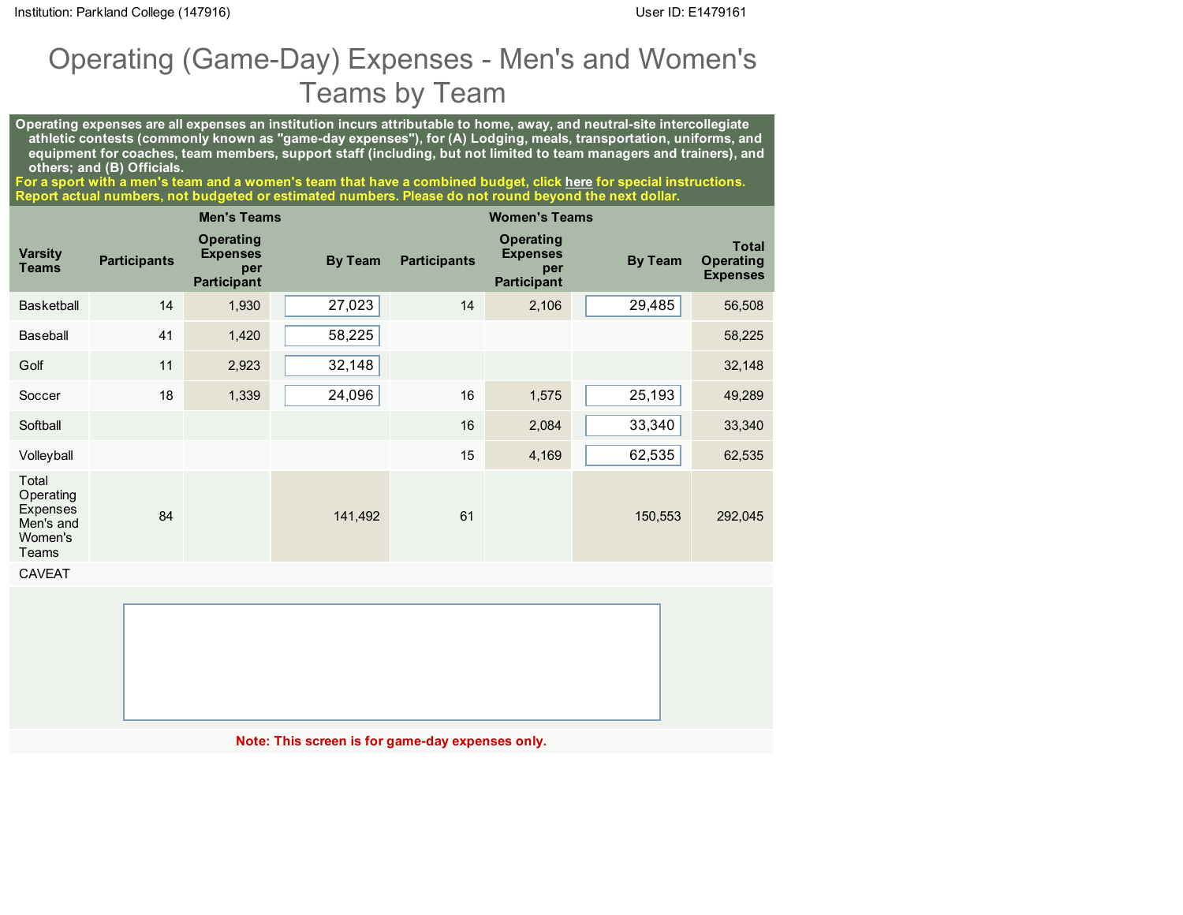# Operating (Game-Day) Expenses - Men's and Women's Teams by Team

**Operating expenses are all expenses an institution incurs attributable to home, away, and neutral-site intercollegiate athletic contests (commonly known as "game-day expenses"), for (A) Lodging, meals, transportation, uniforms, and equipment for coaches, team members, support staff (including, but not limited to team managers and trainers), and others; and (B) Officials.**

**For a sport with a men's team and a women's team that have a combined budget, click here for special instructions.**
**Report actual numbers, not budgeted or estimated numbers. Please do not round beyond the next dollar.**

| | Men's Teams | | | Women's Teams | | | |
|---|---|---|---|---|---|---|---|
| Varsity Teams | Participants | Operating Expenses per Participant | By Team | Participants | Operating Expenses per Participant | By Team | Total Operating Expenses |
| Basketball | 14 | 1,930 | 27,023 | 14 | 2,106 | 29,485 | 56,508 |
| Baseball | 41 | 1,420 | 58,225 | | | | 58,225 |
| Golf | 11 | 2,923 | 32,148 | | | | 32,148 |
| Soccer | 18 | 1,339 | 24,096 | 16 | 1,575 | 25,193 | 49,289 |
| Softball | | | | 16 | 2,084 | 33,340 | 33,340 |
| Volleyball | | | | 15 | 4,169 | 62,535 | 62,535 |
| Total Operating Expenses Men's and Women's Teams | 84 | | 141,492 | 61 | | 150,553 | 292,045 |

CAVEAT

**Note: This screen is for game-day expenses only.**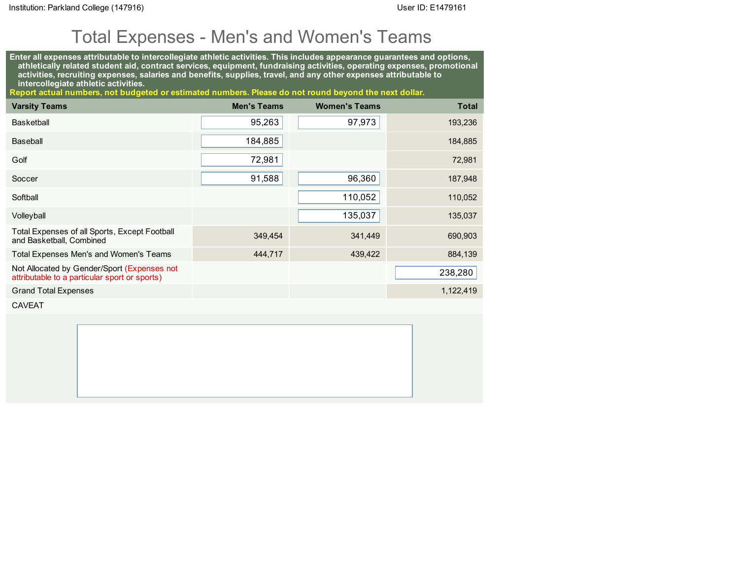Institution: Parkland College (147916) User ID: E1479161

# Total Expenses - Men's and Women's Teams

**Enter all expenses attributable to intercollegiate athletic activities. This includes appearance guarantees and options, athletically related student aid, contract services, equipment, fundraising activities, operating expenses, promotional activities, recruiting expenses, salaries and benefits, supplies, travel, and any other expenses attributable to intercollegiate athletic activities.**

**Report actual numbers, not budgeted or estimated numbers. Please do not round beyond the next dollar.**

| Varsity Teams | Men's Teams | Women's Teams | Total |
|---|---|---|---|
| Basketball | 95,263 | 97,973 | 193,236 |
| Baseball | 184,885 | | 184,885 |
| Golf | 72,981 | | 72,981 |
| Soccer | 91,588 | 96,360 | 187,948 |
| Softball | | 110,052 | 110,052 |
| Volleyball | | 135,037 | 135,037 |
| Total Expenses of all Sports, Except Football and Basketball, Combined | 349,454 | 341,449 | 690,903 |
| Total Expenses Men's and Women's Teams | 444,717 | 439,422 | 884,139 |
| Not Allocated by Gender/Sport (Expenses not attributable to a particular sport or sports) | | | 238,280 |
| Grand Total Expenses | | | 1,122,419 |

CAVEAT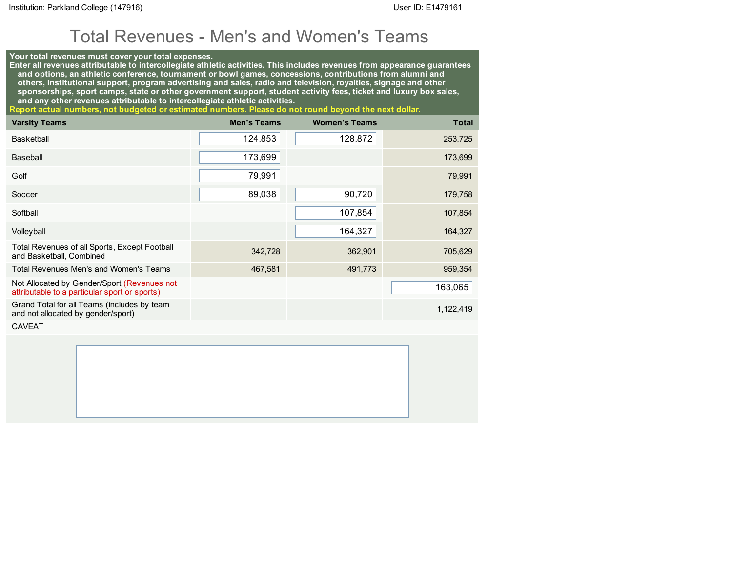Institution: Parkland College (147916) User ID: E1479161

# Total Revenues - Men's and Women's Teams

**Your total revenues must cover your total expenses.**
**Enter all revenues attributable to intercollegiate athletic activities. This includes revenues from appearance guarantees and options, an athletic conference, tournament or bowl games, concessions, contributions from alumni and others, institutional support, program advertising and sales, radio and television, royalties, signage and other sponsorships, sport camps, state or other government support, student activity fees, ticket and luxury box sales, and any other revenues attributable to intercollegiate athletic activities.**
**Report actual numbers, not budgeted or estimated numbers. Please do not round beyond the next dollar.**

| Varsity Teams | Men's Teams | Women's Teams | Total |
|---|---|---|---|
| Basketball | 124,853 | 128,872 | 253,725 |
| Baseball | 173,699 | | 173,699 |
| Golf | 79,991 | | 79,991 |
| Soccer | 89,038 | 90,720 | 179,758 |
| Softball | | 107,854 | 107,854 |
| Volleyball | | 164,327 | 164,327 |
| Total Revenues of all Sports, Except Football and Basketball, Combined | 342,728 | 362,901 | 705,629 |
| Total Revenues Men's and Women's Teams | 467,581 | 491,773 | 959,354 |
| Not Allocated by Gender/Sport (Revenues not attributable to a particular sport or sports) | | | 163,065 |
| Grand Total for all Teams (includes by team and not allocated by gender/sport) | | | 1,122,419 |

CAVEAT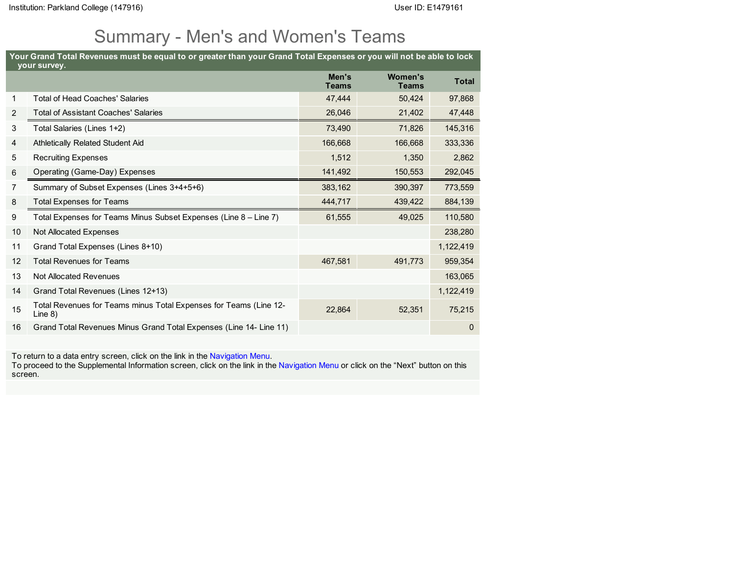Institution: Parkland College (147916)　　User ID: E1479161

# Summary - Men's and Women's Teams

**Your Grand Total Revenues must be equal to or greater than your Grand Total Expenses or you will not be able to lock your survey.**

| | | Men's Teams | Women's Teams | Total |
|---|---|---|---|---|
| 1 | Total of Head Coaches' Salaries | 47,444 | 50,424 | 97,868 |
| 2 | Total of Assistant Coaches' Salaries | 26,046 | 21,402 | 47,448 |
| 3 | Total Salaries (Lines 1+2) | 73,490 | 71,826 | 145,316 |
| 4 | Athletically Related Student Aid | 166,668 | 166,668 | 333,336 |
| 5 | Recruiting Expenses | 1,512 | 1,350 | 2,862 |
| 6 | Operating (Game-Day) Expenses | 141,492 | 150,553 | 292,045 |
| 7 | Summary of Subset Expenses (Lines 3+4+5+6) | 383,162 | 390,397 | 773,559 |
| 8 | Total Expenses for Teams | 444,717 | 439,422 | 884,139 |
| 9 | Total Expenses for Teams Minus Subset Expenses (Line 8 – Line 7) | 61,555 | 49,025 | 110,580 |
| 10 | Not Allocated Expenses | | | 238,280 |
| 11 | Grand Total Expenses (Lines 8+10) | | | 1,122,419 |
| 12 | Total Revenues for Teams | 467,581 | 491,773 | 959,354 |
| 13 | Not Allocated Revenues | | | 163,065 |
| 14 | Grand Total Revenues (Lines 12+13) | | | 1,122,419 |
| 15 | Total Revenues for Teams minus Total Expenses for Teams (Line 12-Line 8) | 22,864 | 52,351 | 75,215 |
| 16 | Grand Total Revenues Minus Grand Total Expenses (Line 14- Line 11) | | | 0 |

To return to a data entry screen, click on the link in the Navigation Menu.
To proceed to the Supplemental Information screen, click on the link in the Navigation Menu or click on the "Next" button on this screen.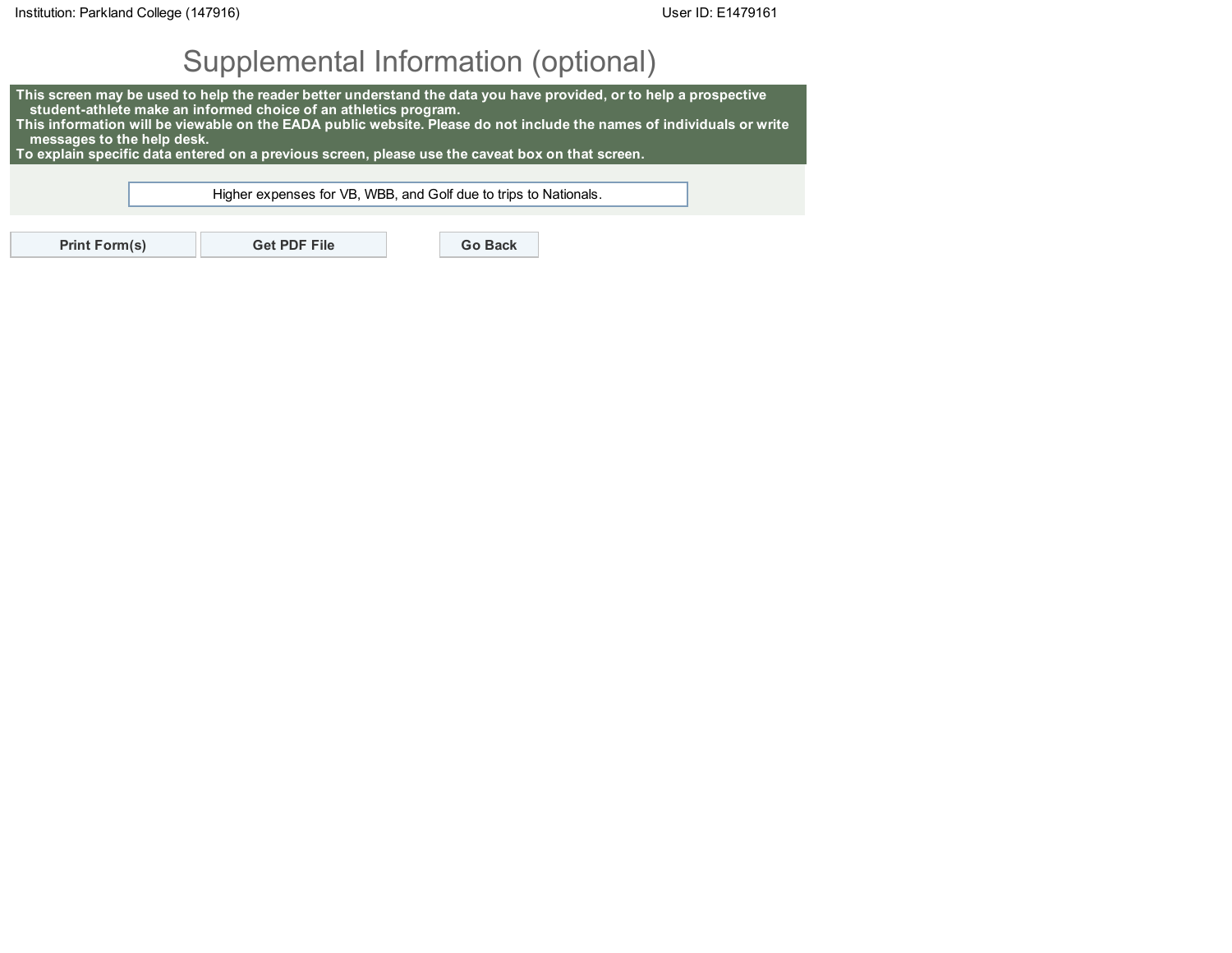Institution: Parkland College (147916) User ID: E1479161

# Supplemental Information (optional)

**This screen may be used to help the reader better understand the data you have provided, or to help a prospective student-athlete make an informed choice of an athletics program.**
**This information will be viewable on the EADA public website. Please do not include the names of individuals or write messages to the help desk.**
**To explain specific data entered on a previous screen, please use the caveat box on that screen.**

Higher expenses for VB, WBB, and Golf due to trips to Nationals.

**Print Form(s)** **Get PDF File** **Go Back**